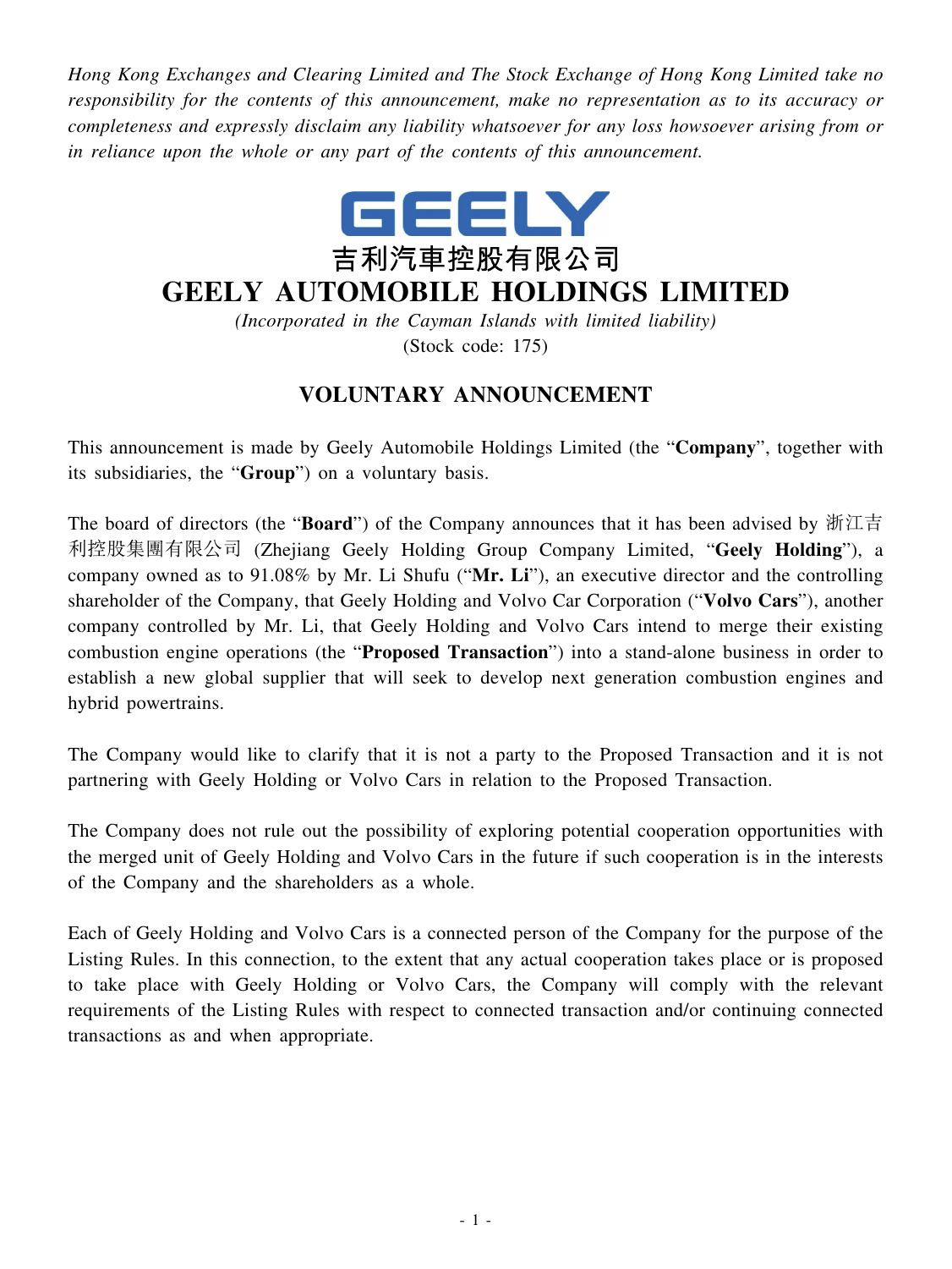*Hong Kong Exchanges and Clearing Limited and The Stock Exchange of Hong Kong Limited take no responsibility for the contents of this announcement, make no representation as to its accuracy or completeness and expressly disclaim any liability whatsoever for any loss howsoever arising from or in reliance upon the whole or any part of the contents of this announcement.*

GEELY

吉利汽車控股有限公司

# GEELY AUTOMOBILE HOLDINGS LIMITED

*(Incorporated in the Cayman Islands with limited liability)*

(Stock code: 175)

## VOLUNTARY ANNOUNCEMENT

This announcement is made by Geely Automobile Holdings Limited (the "**Company**", together with its subsidiaries, the "**Group**") on a voluntary basis.

The board of directors (the "**Board**") of the Company announces that it has been advised by 浙江吉利控股集團有限公司 (Zhejiang Geely Holding Group Company Limited, "**Geely Holding**"), a company owned as to 91.08% by Mr. Li Shufu ("**Mr. Li**"), an executive director and the controlling shareholder of the Company, that Geely Holding and Volvo Car Corporation ("**Volvo Cars**"), another company controlled by Mr. Li, that Geely Holding and Volvo Cars intend to merge their existing combustion engine operations (the "**Proposed Transaction**") into a stand-alone business in order to establish a new global supplier that will seek to develop next generation combustion engines and hybrid powertrains.

The Company would like to clarify that it is not a party to the Proposed Transaction and it is not partnering with Geely Holding or Volvo Cars in relation to the Proposed Transaction.

The Company does not rule out the possibility of exploring potential cooperation opportunities with the merged unit of Geely Holding and Volvo Cars in the future if such cooperation is in the interests of the Company and the shareholders as a whole.

Each of Geely Holding and Volvo Cars is a connected person of the Company for the purpose of the Listing Rules. In this connection, to the extent that any actual cooperation takes place or is proposed to take place with Geely Holding or Volvo Cars, the Company will comply with the relevant requirements of the Listing Rules with respect to connected transaction and/or continuing connected transactions as and when appropriate.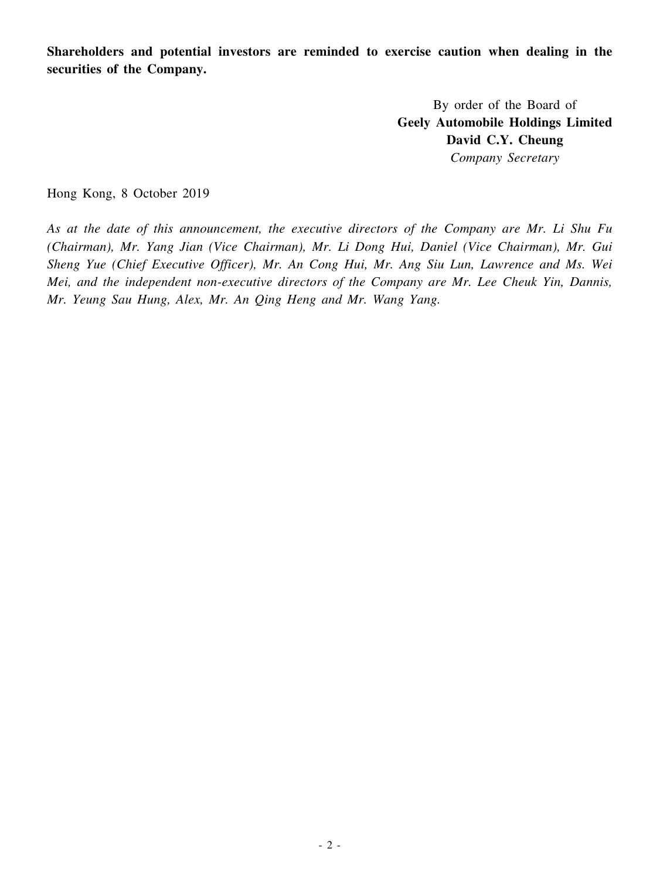**Shareholders and potential investors are reminded to exercise caution when dealing in the securities of the Company.**

By order of the Board of
**Geely Automobile Holdings Limited**
**David C.Y. Cheung**
*Company Secretary*

Hong Kong, 8 October 2019

*As at the date of this announcement, the executive directors of the Company are Mr. Li Shu Fu (Chairman), Mr. Yang Jian (Vice Chairman), Mr. Li Dong Hui, Daniel (Vice Chairman), Mr. Gui Sheng Yue (Chief Executive Officer), Mr. An Cong Hui, Mr. Ang Siu Lun, Lawrence and Ms. Wei Mei, and the independent non-executive directors of the Company are Mr. Lee Cheuk Yin, Dannis, Mr. Yeung Sau Hung, Alex, Mr. An Qing Heng and Mr. Wang Yang.*